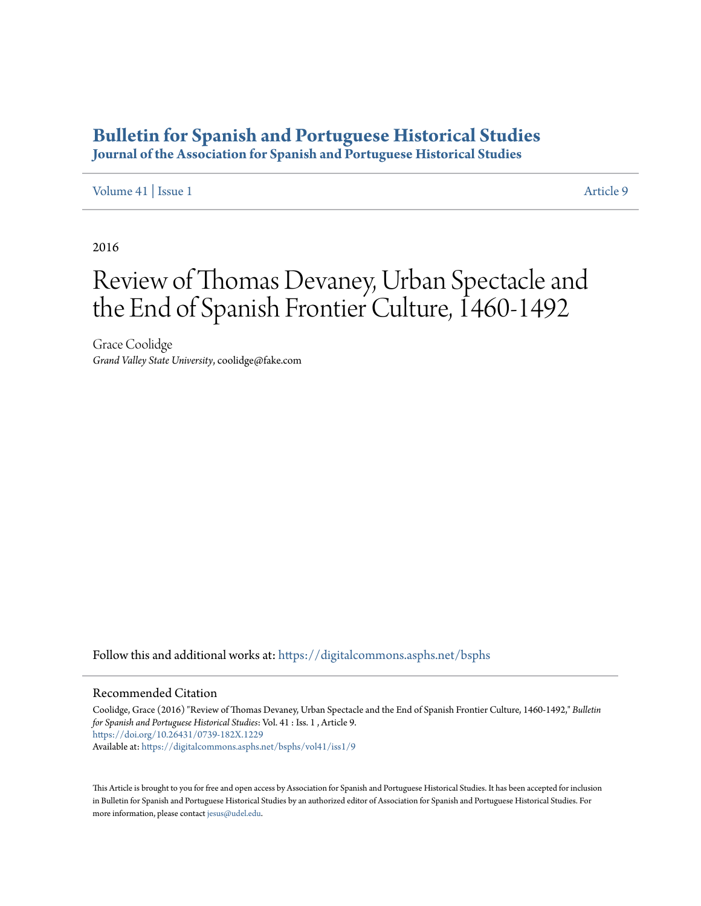# Bulletin for Spanish and Portuguese Historical Studies

## Journal of the Association for Spanish and Portuguese Historical Studies

Volume 41 | Issue 1 Article 9

2016

# Review of Thomas Devaney, Urban Spectacle and the End of Spanish Frontier Culture, 1460-1492

Grace Coolidge
*Grand Valley State University*, coolidge@fake.com

Follow this and additional works at: https://digitalcommons.asphs.net/bsphs

## Recommended Citation

Coolidge, Grace (2016) "Review of Thomas Devaney, Urban Spectacle and the End of Spanish Frontier Culture, 1460-1492," *Bulletin for Spanish and Portuguese Historical Studies*: Vol. 41 : Iss. 1 , Article 9.
https://doi.org/10.26431/0739-182X.1229
Available at: https://digitalcommons.asphs.net/bsphs/vol41/iss1/9

This Article is brought to you for free and open access by Association for Spanish and Portuguese Historical Studies. It has been accepted for inclusion in Bulletin for Spanish and Portuguese Historical Studies by an authorized editor of Association for Spanish and Portuguese Historical Studies. For more information, please contact jesus@udel.edu.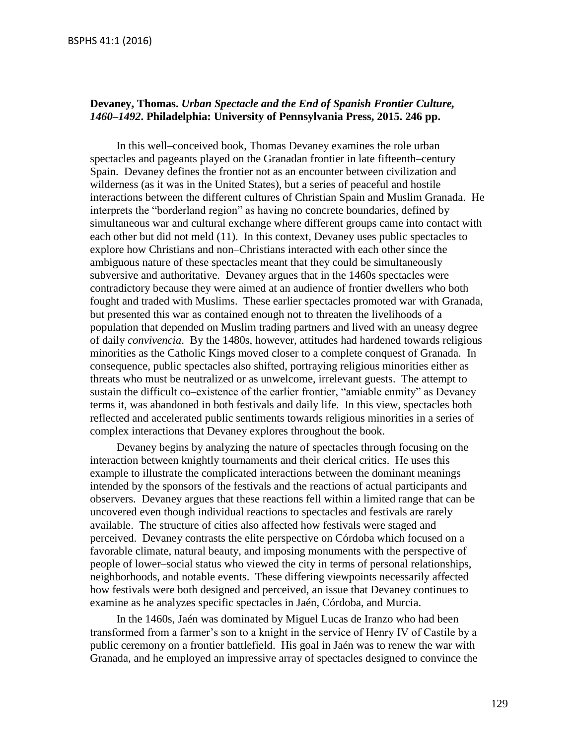**Devaney, Thomas. *Urban Spectacle and the End of Spanish Frontier Culture, 1460–1492*. Philadelphia: University of Pennsylvania Press, 2015. 246 pp.**

In this well–conceived book, Thomas Devaney examines the role urban spectacles and pageants played on the Granadan frontier in late fifteenth–century Spain. Devaney defines the frontier not as an encounter between civilization and wilderness (as it was in the United States), but a series of peaceful and hostile interactions between the different cultures of Christian Spain and Muslim Granada. He interprets the "borderland region" as having no concrete boundaries, defined by simultaneous war and cultural exchange where different groups came into contact with each other but did not meld (11). In this context, Devaney uses public spectacles to explore how Christians and non–Christians interacted with each other since the ambiguous nature of these spectacles meant that they could be simultaneously subversive and authoritative. Devaney argues that in the 1460s spectacles were contradictory because they were aimed at an audience of frontier dwellers who both fought and traded with Muslims. These earlier spectacles promoted war with Granada, but presented this war as contained enough not to threaten the livelihoods of a population that depended on Muslim trading partners and lived with an uneasy degree of daily *convivencia*. By the 1480s, however, attitudes had hardened towards religious minorities as the Catholic Kings moved closer to a complete conquest of Granada. In consequence, public spectacles also shifted, portraying religious minorities either as threats who must be neutralized or as unwelcome, irrelevant guests. The attempt to sustain the difficult co–existence of the earlier frontier, "amiable enmity" as Devaney terms it, was abandoned in both festivals and daily life. In this view, spectacles both reflected and accelerated public sentiments towards religious minorities in a series of complex interactions that Devaney explores throughout the book.

Devaney begins by analyzing the nature of spectacles through focusing on the interaction between knightly tournaments and their clerical critics. He uses this example to illustrate the complicated interactions between the dominant meanings intended by the sponsors of the festivals and the reactions of actual participants and observers. Devaney argues that these reactions fell within a limited range that can be uncovered even though individual reactions to spectacles and festivals are rarely available. The structure of cities also affected how festivals were staged and perceived. Devaney contrasts the elite perspective on Córdoba which focused on a favorable climate, natural beauty, and imposing monuments with the perspective of people of lower–social status who viewed the city in terms of personal relationships, neighborhoods, and notable events. These differing viewpoints necessarily affected how festivals were both designed and perceived, an issue that Devaney continues to examine as he analyzes specific spectacles in Jaén, Córdoba, and Murcia.

In the 1460s, Jaén was dominated by Miguel Lucas de Iranzo who had been transformed from a farmer's son to a knight in the service of Henry IV of Castile by a public ceremony on a frontier battlefield. His goal in Jaén was to renew the war with Granada, and he employed an impressive array of spectacles designed to convince the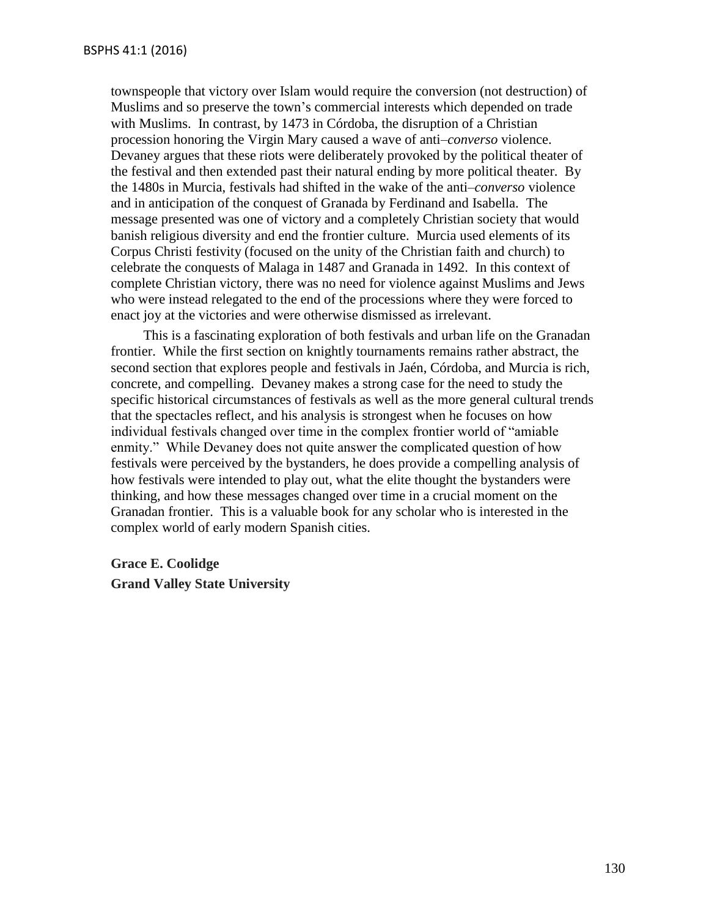townspeople that victory over Islam would require the conversion (not destruction) of Muslims and so preserve the town's commercial interests which depended on trade with Muslims. In contrast, by 1473 in Córdoba, the disruption of a Christian procession honoring the Virgin Mary caused a wave of anti–*converso* violence. Devaney argues that these riots were deliberately provoked by the political theater of the festival and then extended past their natural ending by more political theater. By the 1480s in Murcia, festivals had shifted in the wake of the anti–*converso* violence and in anticipation of the conquest of Granada by Ferdinand and Isabella. The message presented was one of victory and a completely Christian society that would banish religious diversity and end the frontier culture. Murcia used elements of its Corpus Christi festivity (focused on the unity of the Christian faith and church) to celebrate the conquests of Malaga in 1487 and Granada in 1492. In this context of complete Christian victory, there was no need for violence against Muslims and Jews who were instead relegated to the end of the processions where they were forced to enact joy at the victories and were otherwise dismissed as irrelevant.

This is a fascinating exploration of both festivals and urban life on the Granadan frontier. While the first section on knightly tournaments remains rather abstract, the second section that explores people and festivals in Jaén, Córdoba, and Murcia is rich, concrete, and compelling. Devaney makes a strong case for the need to study the specific historical circumstances of festivals as well as the more general cultural trends that the spectacles reflect, and his analysis is strongest when he focuses on how individual festivals changed over time in the complex frontier world of "amiable enmity." While Devaney does not quite answer the complicated question of how festivals were perceived by the bystanders, he does provide a compelling analysis of how festivals were intended to play out, what the elite thought the bystanders were thinking, and how these messages changed over time in a crucial moment on the Granadan frontier. This is a valuable book for any scholar who is interested in the complex world of early modern Spanish cities.

**Grace E. Coolidge**
**Grand Valley State University**